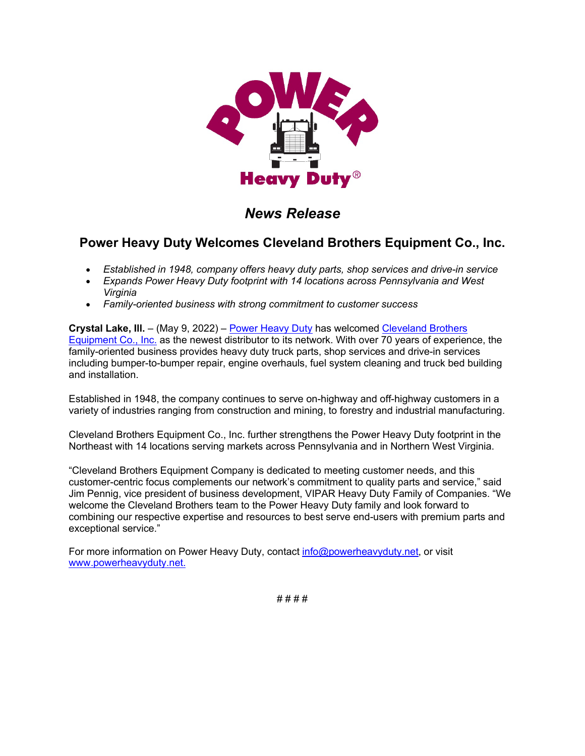# News Release

## Power Heavy Duty Welcomes Cleveland Brothers Equipment Co., Inc.

- *Established in 1948, company offers heavy duty parts, shop services and drive-in service*
- *Expands Power Heavy Duty footprint with 14 locations across Pennsylvania and West Virginia*
- *Family-oriented business with strong commitment to customer success*

**Crystal Lake, Ill.** – (May 9, 2022) – Power Heavy Duty has welcomed Cleveland Brothers Equipment Co., Inc. as the newest distributor to its network. With over 70 years of experience, the family-oriented business provides heavy duty truck parts, shop services and drive-in services including bumper-to-bumper repair, engine overhauls, fuel system cleaning and truck bed building and installation.

Established in 1948, the company continues to serve on-highway and off-highway customers in a variety of industries ranging from construction and mining, to forestry and industrial manufacturing.

Cleveland Brothers Equipment Co., Inc. further strengthens the Power Heavy Duty footprint in the Northeast with 14 locations serving markets across Pennsylvania and in Northern West Virginia.

"Cleveland Brothers Equipment Company is dedicated to meeting customer needs, and this customer-centric focus complements our network's commitment to quality parts and service," said Jim Pennig, vice president of business development, VIPAR Heavy Duty Family of Companies. "We welcome the Cleveland Brothers team to the Power Heavy Duty family and look forward to combining our respective expertise and resources to best serve end-users with premium parts and exceptional service."

For more information on Power Heavy Duty, contact info@powerheavyduty.net, or visit www.powerheavyduty.net.

####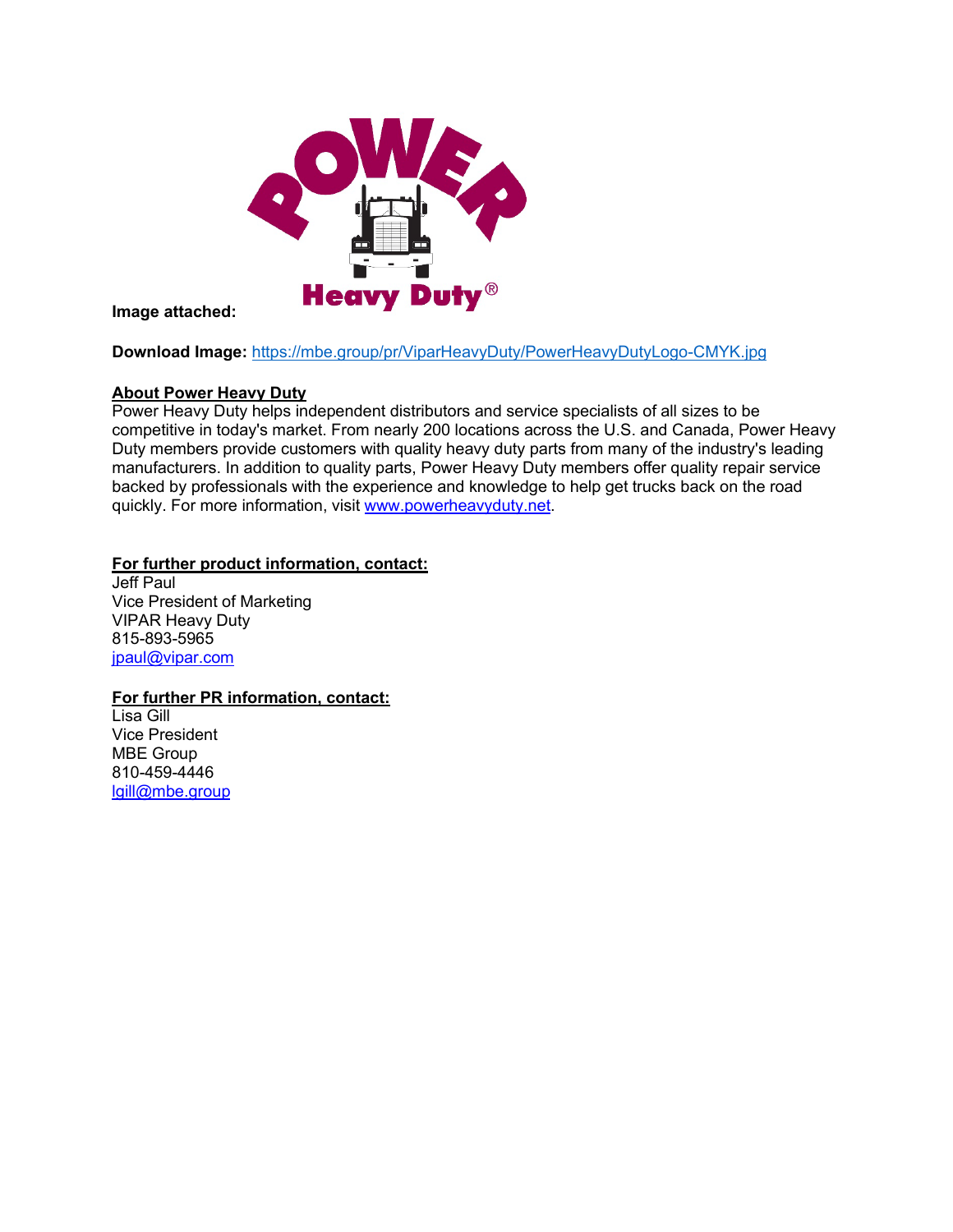**Image attached:**

**Download Image:** https://mbe.group/pr/ViparHeavyDuty/PowerHeavyDutyLogo-CMYK.jpg

**About Power Heavy Duty**

Power Heavy Duty helps independent distributors and service specialists of all sizes to be competitive in today's market. From nearly 200 locations across the U.S. and Canada, Power Heavy Duty members provide customers with quality heavy duty parts from many of the industry's leading manufacturers. In addition to quality parts, Power Heavy Duty members offer quality repair service backed by professionals with the experience and knowledge to help get trucks back on the road quickly. For more information, visit www.powerheavyduty.net.

**For further product information, contact:**

Jeff Paul
Vice President of Marketing
VIPAR Heavy Duty
815-893-5965
jpaul@vipar.com

**For further PR information, contact:**

Lisa Gill
Vice President
MBE Group
810-459-4446
lgill@mbe.group